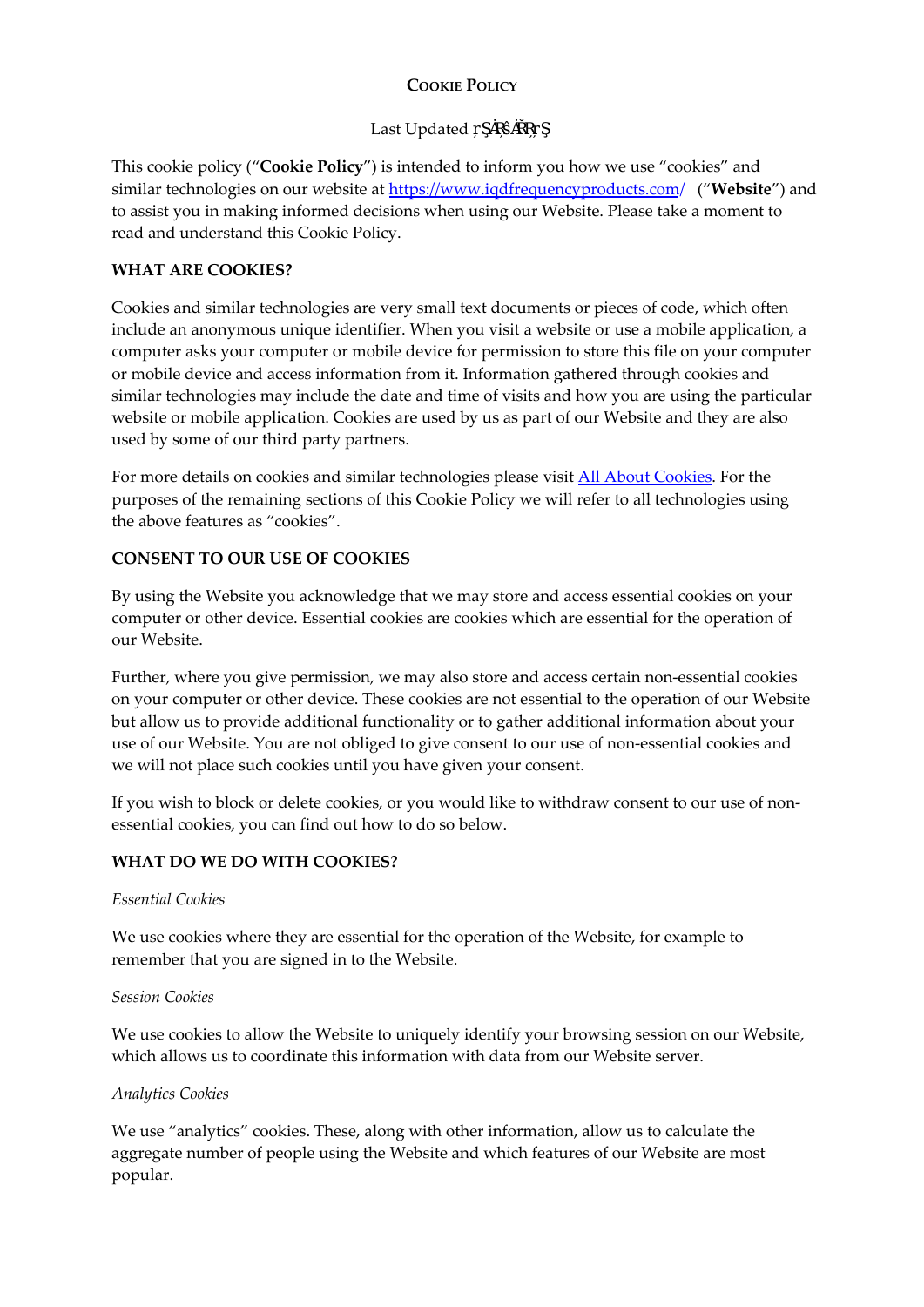# COOKIE POLICY

Last Updated ṛŞȦŖŚȂŖṛŞ

This cookie policy ("**Cookie Policy**") is intended to inform you how we use "cookies" and similar technologies on our website at https://www.iqdfrequencyproducts.com/ ("**Website**") and to assist you in making informed decisions when using our Website. Please take a moment to read and understand this Cookie Policy.

**WHAT ARE COOKIES?**

Cookies and similar technologies are very small text documents or pieces of code, which often include an anonymous unique identifier. When you visit a website or use a mobile application, a computer asks your computer or mobile device for permission to store this file on your computer or mobile device and access information from it. Information gathered through cookies and similar technologies may include the date and time of visits and how you are using the particular website or mobile application. Cookies are used by us as part of our Website and they are also used by some of our third party partners.

For more details on cookies and similar technologies please visit All About Cookies. For the purposes of the remaining sections of this Cookie Policy we will refer to all technologies using the above features as "cookies".

**CONSENT TO OUR USE OF COOKIES**

By using the Website you acknowledge that we may store and access essential cookies on your computer or other device. Essential cookies are cookies which are essential for the operation of our Website.

Further, where you give permission, we may also store and access certain non-essential cookies on your computer or other device. These cookies are not essential to the operation of our Website but allow us to provide additional functionality or to gather additional information about your use of our Website. You are not obliged to give consent to our use of non-essential cookies and we will not place such cookies until you have given your consent.

If you wish to block or delete cookies, or you would like to withdraw consent to our use of non-essential cookies, you can find out how to do so below.

**WHAT DO WE DO WITH COOKIES?**

*Essential Cookies*

We use cookies where they are essential for the operation of the Website, for example to remember that you are signed in to the Website.

*Session Cookies*

We use cookies to allow the Website to uniquely identify your browsing session on our Website, which allows us to coordinate this information with data from our Website server.

*Analytics Cookies*

We use "analytics" cookies. These, along with other information, allow us to calculate the aggregate number of people using the Website and which features of our Website are most popular.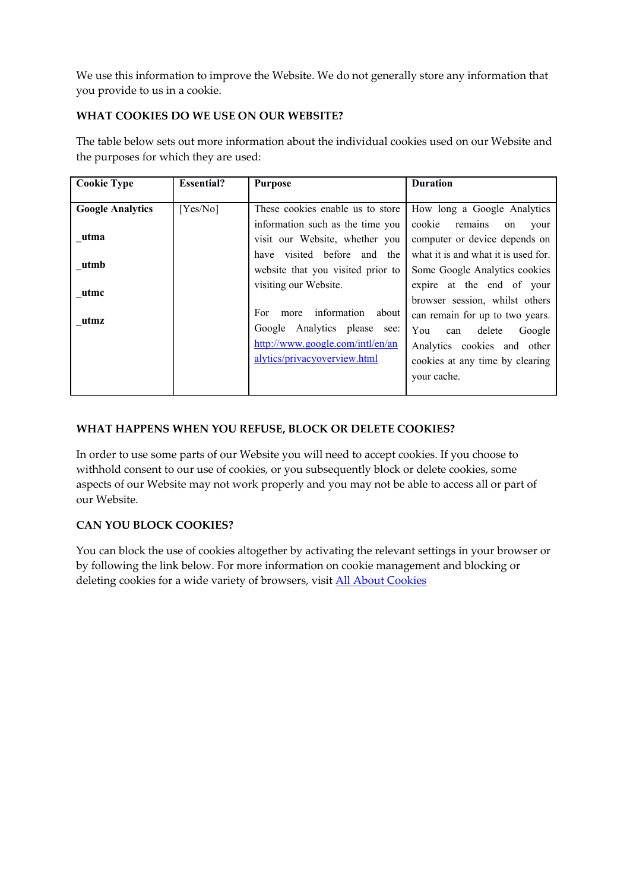We use this information to improve the Website. We do not generally store any information that you provide to us in a cookie.

**WHAT COOKIES DO WE USE ON OUR WEBSITE?**

The table below sets out more information about the individual cookies used on our Website and the purposes for which they are used:

| Cookie Type | Essential? | Purpose | Duration |
|---|---|---|---|
| **Google Analytics**<br><br>**_utma**<br><br>**_utmb**<br><br>**_utmc**<br><br>**_utmz** | [Yes/No] | These cookies enable us to store information such as the time you visit our Website, whether you have visited before and the website that you visited prior to visiting our Website.<br><br>For more information about Google Analytics please see: http://www.google.com/intl/en/analytics/privacyoverview.html | How long a Google Analytics cookie remains on your computer or device depends on what it is and what it is used for. Some Google Analytics cookies expire at the end of your browser session, whilst others can remain for up to two years. You can delete Google Analytics cookies and other cookies at any time by clearing your cache. |

**WHAT HAPPENS WHEN YOU REFUSE, BLOCK OR DELETE COOKIES?**

In order to use some parts of our Website you will need to accept cookies. If you choose to withhold consent to our use of cookies, or you subsequently block or delete cookies, some aspects of our Website may not work properly and you may not be able to access all or part of our Website.

**CAN YOU BLOCK COOKIES?**

You can block the use of cookies altogether by activating the relevant settings in your browser or by following the link below. For more information on cookie management and blocking or deleting cookies for a wide variety of browsers, visit All About Cookies